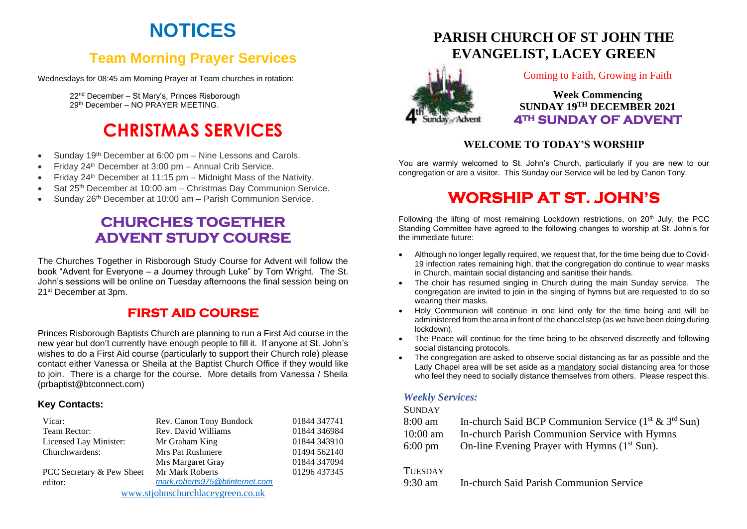# NOTICES

## Team Morning Prayer Services

Wednesdays for 08:45 am Morning Prayer at Team churches in rotation:

22nd December – St Mary's, Princes Risborough
29th December – NO PRAYER MEETING.

# CHRISTMAS SERVICES

- Sunday 19th December at 6:00 pm – Nine Lessons and Carols.
- Friday 24th December at 3:00 pm – Annual Crib Service.
- Friday 24th December at 11:15 pm – Midnight Mass of the Nativity.
- Sat 25th December at 10:00 am – Christmas Day Communion Service.
- Sunday 26th December at 10:00 am – Parish Communion Service.

## CHURCHES TOGETHER ADVENT STUDY COURSE

The Churches Together in Risborough Study Course for Advent will follow the book "Advent for Everyone – a Journey through Luke" by Tom Wright. The St. John's sessions will be online on Tuesday afternoons the final session being on 21st December at 3pm.

## FIRST AID COURSE

Princes Risborough Baptists Church are planning to run a First Aid course in the new year but don't currently have enough people to fill it. If anyone at St. John's wishes to do a First Aid course (particularly to support their Church role) please contact either Vanessa or Sheila at the Baptist Church Office if they would like to join. There is a charge for the course. More details from Vanessa / Sheila (prbaptist@btconnect.com)

### Key Contacts:

| | | |
|---|---|---|
| Vicar: | Rev. Canon Tony Bundock | 01844 347741 |
| Team Rector: | Rev. David Williams | 01844 346984 |
| Licensed Lay Minister: | Mr Graham King | 01844 343910 |
| Churchwardens: | Mrs Pat Rushmere | 01494 562140 |
| | Mrs Margaret Gray | 01844 347094 |
| PCC Secretary & Pew Sheet editor: | Mr Mark Roberts *mark.roberts975@btinternet.com* | 01296 437345 |

www.stjohnschurchlaceygreen.co.uk

# PARISH CHURCH OF ST JOHN THE EVANGELIST, LACEY GREEN

Coming to Faith, Growing in Faith

**Week Commencing**
**SUNDAY 19TH DECEMBER 2021**
**4TH SUNDAY OF ADVENT**

### WELCOME TO TODAY'S WORSHIP

You are warmly welcomed to St. John's Church, particularly if you are new to our congregation or are a visitor. This Sunday our Service will be led by Canon Tony.

# WORSHIP AT ST. JOHN'S

Following the lifting of most remaining Lockdown restrictions, on 20th July, the PCC Standing Committee have agreed to the following changes to worship at St. John's for the immediate future:

- Although no longer legally required, we request that, for the time being due to Covid-19 infection rates remaining high, that the congregation do continue to wear masks in Church, maintain social distancing and sanitise their hands.
- The choir has resumed singing in Church during the main Sunday service. The congregation are invited to join in the singing of hymns but are requested to do so wearing their masks.
- Holy Communion will continue in one kind only for the time being and will be administered from the area in front of the chancel step (as we have been doing during lockdown).
- The Peace will continue for the time being to be observed discreetly and following social distancing protocols.
- The congregation are asked to observe social distancing as far as possible and the Lady Chapel area will be set aside as a mandatory social distancing area for those who feel they need to socially distance themselves from others. Please respect this.

### *Weekly Services:*

SUNDAY

| | |
|---|---|
| 8:00 am | In-church Said BCP Communion Service (1st & 3rd Sun) |
| 10:00 am | In-church Parish Communion Service with Hymns |
| 6:00 pm | On-line Evening Prayer with Hymns (1st Sun). |

TUESDAY

| | |
|---|---|
| 9:30 am | In-church Said Parish Communion Service |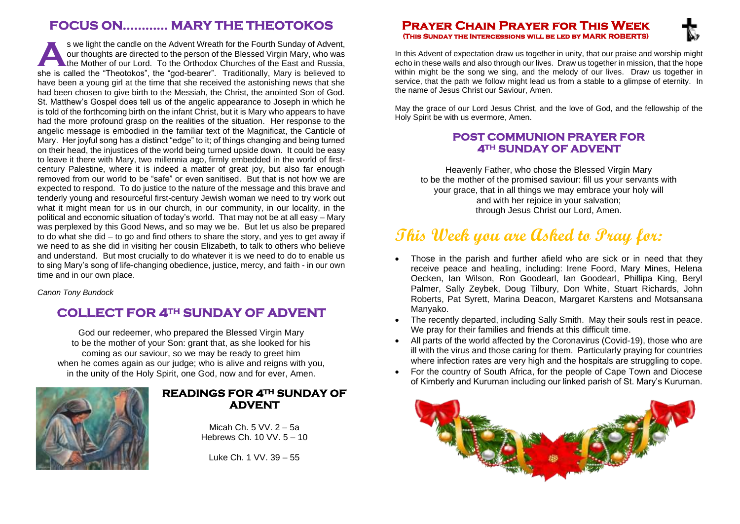## FOCUS ON………… MARY THE THEOTOKOS

As we light the candle on the Advent Wreath for the Fourth Sunday of Advent, our thoughts are directed to the person of the Blessed Virgin Mary, who was the Mother of our Lord. To the Orthodox Churches of the East and Russia, she is called the "Theotokos", the "god-bearer". Traditionally, Mary is believed to have been a young girl at the time that she received the astonishing news that she had been chosen to give birth to the Messiah, the Christ, the anointed Son of God. St. Matthew's Gospel does tell us of the angelic appearance to Joseph in which he is told of the forthcoming birth on the infant Christ, but it is Mary who appears to have had the more profound grasp on the realities of the situation. Her response to the angelic message is embodied in the familiar text of the Magnificat, the Canticle of Mary. Her joyful song has a distinct "edge" to it; of things changing and being turned on their head, the injustices of the world being turned upside down. It could be easy to leave it there with Mary, two millennia ago, firmly embedded in the world of first-century Palestine, where it is indeed a matter of great joy, but also far enough removed from our world to be "safe" or even sanitised. But that is not how we are expected to respond. To do justice to the nature of the message and this brave and tenderly young and resourceful first-century Jewish woman we need to try work out what it might mean for us in our church, in our community, in our locality, in the political and economic situation of today's world. That may not be at all easy – Mary was perplexed by this Good News, and so may we be. But let us also be prepared to do what she did – to go and find others to share the story, and yes to get away if we need to as she did in visiting her cousin Elizabeth, to talk to others who believe and understand. But most crucially to do whatever it is we need to do to enable us to sing Mary's song of life-changing obedience, justice, mercy, and faith - in our own time and in our own place.

*Canon Tony Bundock*

## COLLECT FOR 4TH SUNDAY OF ADVENT

God our redeemer, who prepared the Blessed Virgin Mary
to be the mother of your Son: grant that, as she looked for his
coming as our saviour, so we may be ready to greet him
when he comes again as our judge; who is alive and reigns with you,
in the unity of the Holy Spirit, one God, now and for ever, Amen.

## READINGS FOR 4TH SUNDAY OF ADVENT

Micah Ch. 5 VV. 2 – 5a
Hebrews Ch. 10 VV. 5 – 10

Luke Ch. 1 VV. 39 – 55

## PRAYER CHAIN PRAYER FOR THIS WEEK
**(THIS SUNDAY THE INTERCESSIONS WILL BE LED BY MARK ROBERTS)**

In this Advent of expectation draw us together in unity, that our praise and worship might echo in these walls and also through our lives. Draw us together in mission, that the hope within might be the song we sing, and the melody of our lives. Draw us together in service, that the path we follow might lead us from a stable to a glimpse of eternity. In the name of Jesus Christ our Saviour, Amen.

May the grace of our Lord Jesus Christ, and the love of God, and the fellowship of the Holy Spirit be with us evermore, Amen.

## POST COMMUNION PRAYER FOR 4TH SUNDAY OF ADVENT

Heavenly Father, who chose the Blessed Virgin Mary
to be the mother of the promised saviour: fill us your servants with
your grace, that in all things we may embrace your holy will
and with her rejoice in your salvation;
through Jesus Christ our Lord, Amen.

## This Week you are Asked to Pray for:

- Those in the parish and further afield who are sick or in need that they receive peace and healing, including: Irene Foord, Mary Mines, Helena Oecken, Ian Wilson, Ron Goodearl, Ian Goodearl, Phillipa King, Beryl Palmer, Sally Zeybek, Doug Tilbury, Don White, Stuart Richards, John Roberts, Pat Syrett, Marina Deacon, Margaret Karstens and Motsansana Manyako.
- The recently departed, including Sally Smith. May their souls rest in peace. We pray for their families and friends at this difficult time.
- All parts of the world affected by the Coronavirus (Covid-19), those who are ill with the virus and those caring for them. Particularly praying for countries where infection rates are very high and the hospitals are struggling to cope.
- For the country of South Africa, for the people of Cape Town and Diocese of Kimberly and Kuruman including our linked parish of St. Mary's Kuruman.